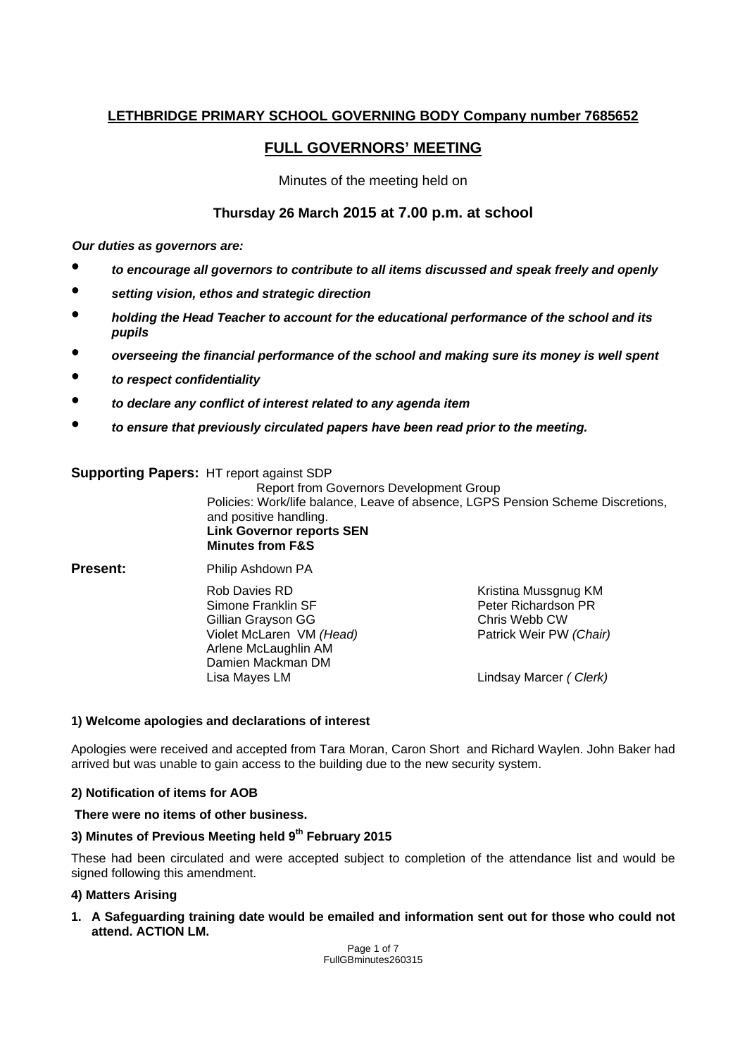**LETHBRIDGE PRIMARY SCHOOL GOVERNING BODY Company number 7685652**

## FULL GOVERNORS' MEETING

Minutes of the meeting held on

**Thursday 26 March 2015 at 7.00 p.m. at school**

***Our duties as governors are:***

- ***to encourage all governors to contribute to all items discussed and speak freely and openly***
- ***setting vision, ethos and strategic direction***
- ***holding the Head Teacher to account for the educational performance of the school and its pupils***
- ***overseeing the financial performance of the school and making sure its money is well spent***
- ***to respect confidentiality***
- ***to declare any conflict of interest related to any agenda item***
- ***to ensure that previously circulated papers have been read prior to the meeting.***

**Supporting Papers:** HT report against SDP
Report from Governors Development Group
Policies: Work/life balance, Leave of absence, LGPS Pension Scheme Discretions, and positive handling.
**Link Governor reports SEN**
**Minutes from F&S**

**Present:** Philip Ashdown PA

Rob Davies RD
Simone Franklin SF
Gillian Grayson GG
Violet McLaren VM *(Head)*
Arlene McLaughlin AM
Damien Mackman DM
Lisa Mayes LM
Kristina Mussgnug KM
Peter Richardson PR
Chris Webb CW
Patrick Weir PW *(Chair)*

Lindsay Marcer *( Clerk)*

**1) Welcome apologies and declarations of interest**

Apologies were received and accepted from Tara Moran, Caron Short and Richard Waylen. John Baker had arrived but was unable to gain access to the building due to the new security system.

**2) Notification of items for AOB**

**There were no items of other business.**

**3) Minutes of Previous Meeting held 9th February 2015**

These had been circulated and were accepted subject to completion of the attendance list and would be signed following this amendment.

**4) Matters Arising**

1. **A Safeguarding training date would be emailed and information sent out for those who could not attend. ACTION LM.**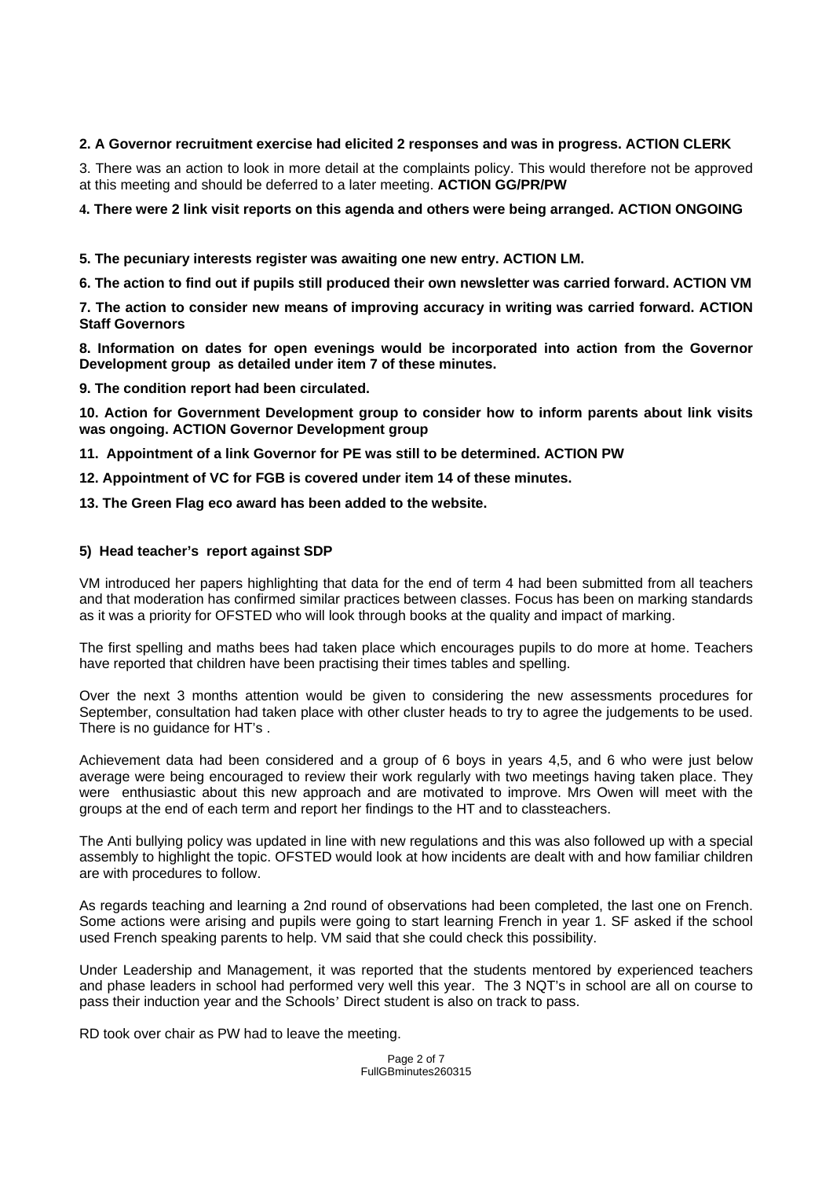**2. A Governor recruitment exercise had elicited 2 responses and was in progress. ACTION CLERK**

3. There was an action to look in more detail at the complaints policy. This would therefore not be approved at this meeting and should be deferred to a later meeting. **ACTION GG/PR/PW**

**4. There were 2 link visit reports on this agenda and others were being arranged. ACTION ONGOING**

**5. The pecuniary interests register was awaiting one new entry. ACTION LM.**

**6. The action to find out if pupils still produced their own newsletter was carried forward. ACTION VM**

**7. The action to consider new means of improving accuracy in writing was carried forward. ACTION Staff Governors**

**8. Information on dates for open evenings would be incorporated into action from the Governor Development group as detailed under item 7 of these minutes.**

**9. The condition report had been circulated.**

**10. Action for Government Development group to consider how to inform parents about link visits was ongoing. ACTION Governor Development group**

**11. Appointment of a link Governor for PE was still to be determined. ACTION PW**

**12. Appointment of VC for FGB is covered under item 14 of these minutes.**

**13. The Green Flag eco award has been added to the website.**

**5) Head teacher's report against SDP**

VM introduced her papers highlighting that data for the end of term 4 had been submitted from all teachers and that moderation has confirmed similar practices between classes. Focus has been on marking standards as it was a priority for OFSTED who will look through books at the quality and impact of marking.

The first spelling and maths bees had taken place which encourages pupils to do more at home. Teachers have reported that children have been practising their times tables and spelling.

Over the next 3 months attention would be given to considering the new assessments procedures for September, consultation had taken place with other cluster heads to try to agree the judgements to be used. There is no guidance for HT's .

Achievement data had been considered and a group of 6 boys in years 4,5, and 6 who were just below average were being encouraged to review their work regularly with two meetings having taken place. They were enthusiastic about this new approach and are motivated to improve. Mrs Owen will meet with the groups at the end of each term and report her findings to the HT and to classteachers.

The Anti bullying policy was updated in line with new regulations and this was also followed up with a special assembly to highlight the topic. OFSTED would look at how incidents are dealt with and how familiar children are with procedures to follow.

As regards teaching and learning a 2nd round of observations had been completed, the last one on French. Some actions were arising and pupils were going to start learning French in year 1. SF asked if the school used French speaking parents to help. VM said that she could check this possibility.

Under Leadership and Management, it was reported that the students mentored by experienced teachers and phase leaders in school had performed very well this year. The 3 NQT's in school are all on course to pass their induction year and the Schools' Direct student is also on track to pass.

RD took over chair as PW had to leave the meeting.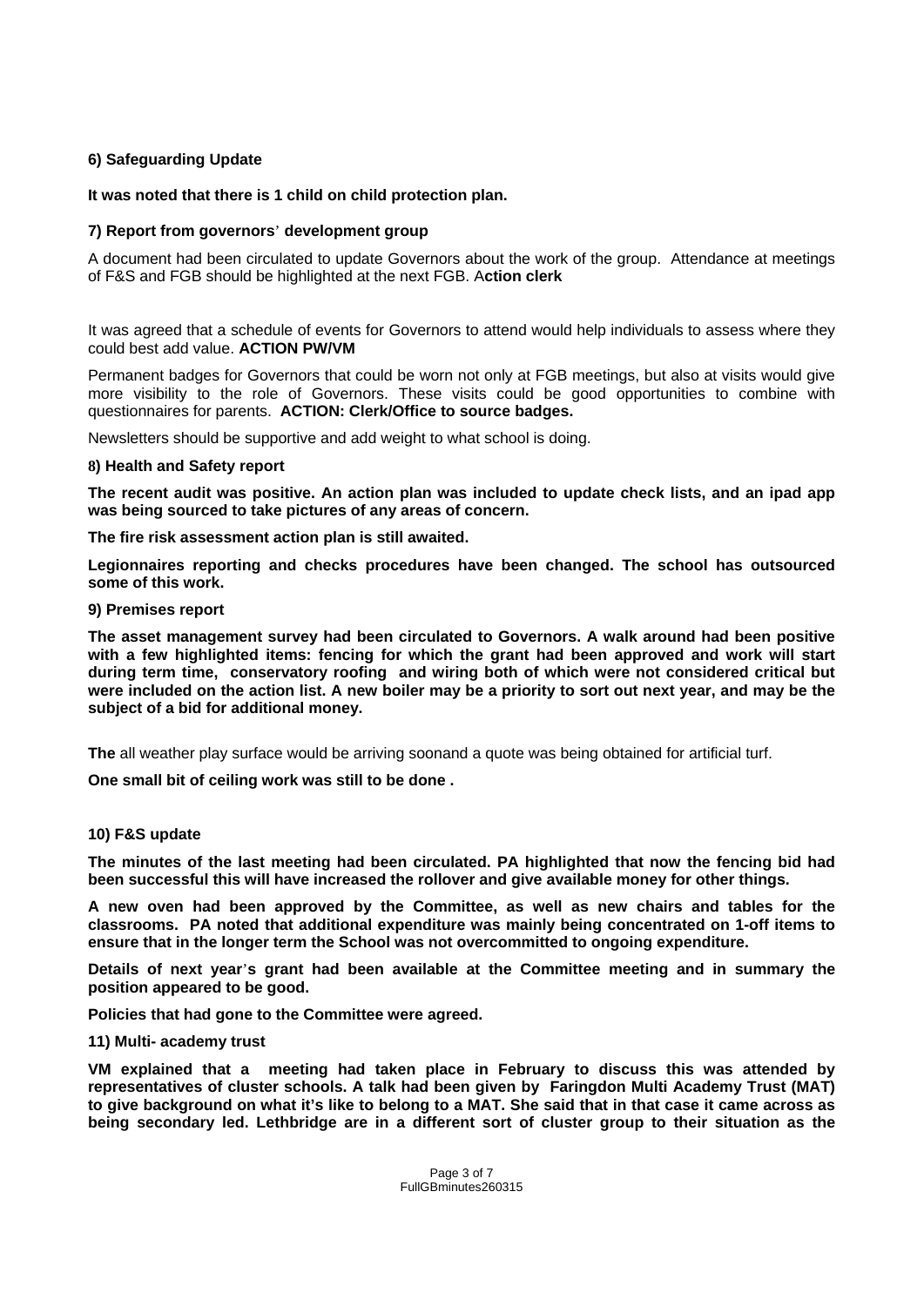**6) Safeguarding Update**

**It was noted that there is 1 child on child protection plan.**

**7) Report from governors' development group**

A document had been circulated to update Governors about the work of the group. Attendance at meetings of F&S and FGB should be highlighted at the next FGB. A**ction clerk**

It was agreed that a schedule of events for Governors to attend would help individuals to assess where they could best add value. **ACTION PW/VM**

Permanent badges for Governors that could be worn not only at FGB meetings, but also at visits would give more visibility to the role of Governors. These visits could be good opportunities to combine with questionnaires for parents. **ACTION: Clerk/Office to source badges.**

Newsletters should be supportive and add weight to what school is doing.

**8) Health and Safety report**

**The recent audit was positive. An action plan was included to update check lists, and an ipad app was being sourced to take pictures of any areas of concern.**

**The fire risk assessment action plan is still awaited.**

**Legionnaires reporting and checks procedures have been changed. The school has outsourced some of this work.**

**9) Premises report**

**The asset management survey had been circulated to Governors. A walk around had been positive with a few highlighted items: fencing for which the grant had been approved and work will start during term time, conservatory roofing and wiring both of which were not considered critical but were included on the action list. A new boiler may be a priority to sort out next year, and may be the subject of a bid for additional money.**

**The** all weather play surface would be arriving soonand a quote was being obtained for artificial turf.

**One small bit of ceiling work was still to be done .**

**10) F&S update**

**The minutes of the last meeting had been circulated. PA highlighted that now the fencing bid had been successful this will have increased the rollover and give available money for other things.**

**A new oven had been approved by the Committee, as well as new chairs and tables for the classrooms. PA noted that additional expenditure was mainly being concentrated on 1-off items to ensure that in the longer term the School was not overcommitted to ongoing expenditure.**

**Details of next year's grant had been available at the Committee meeting and in summary the position appeared to be good.**

**Policies that had gone to the Committee were agreed.**

**11) Multi- academy trust**

**VM explained that a meeting had taken place in February to discuss this was attended by representatives of cluster schools. A talk had been given by Faringdon Multi Academy Trust (MAT) to give background on what it's like to belong to a MAT. She said that in that case it came across as being secondary led. Lethbridge are in a different sort of cluster group to their situation as the**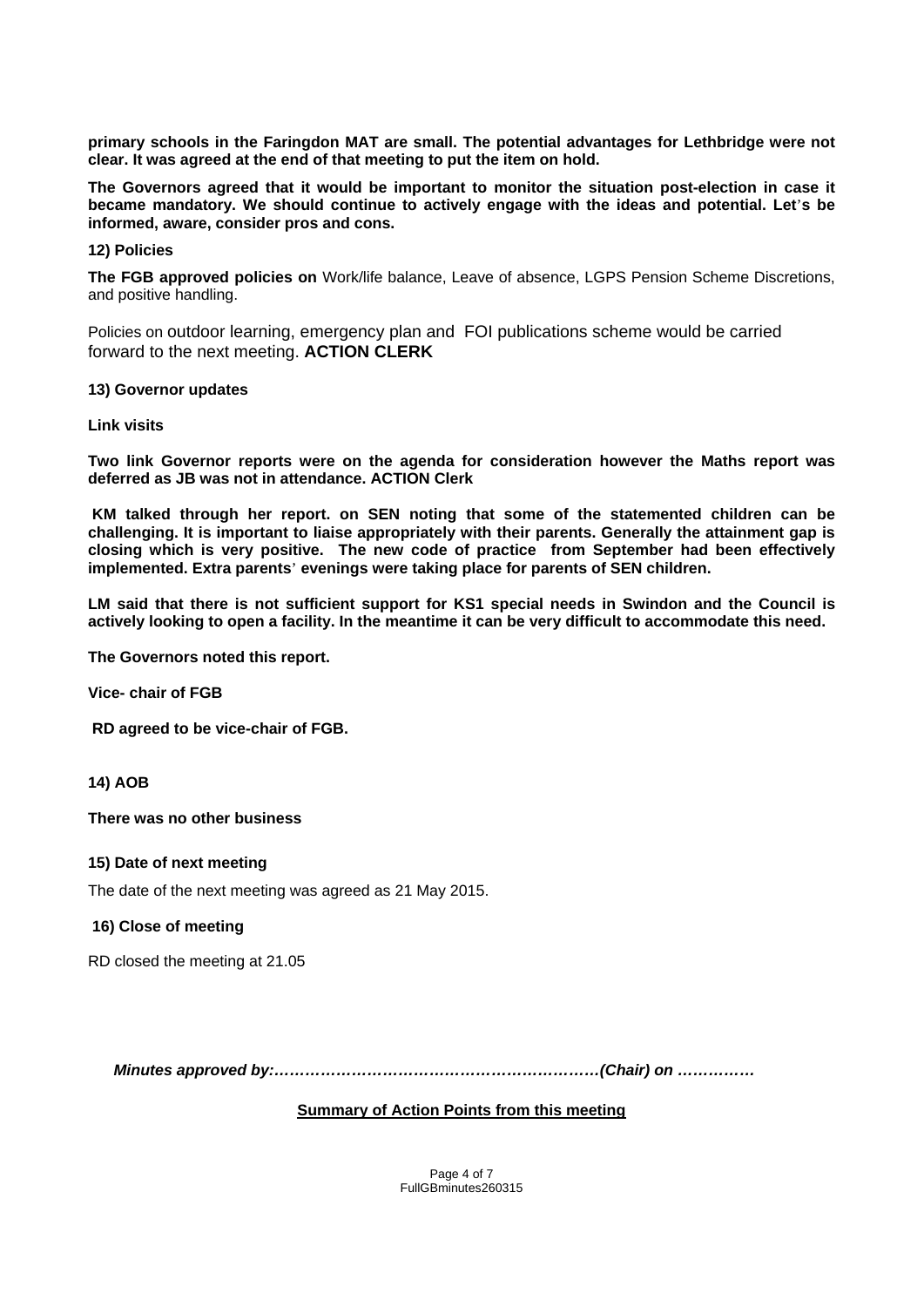**primary schools in the Faringdon MAT are small. The potential advantages for Lethbridge were not clear. It was agreed at the end of that meeting to put the item on hold.**

**The Governors agreed that it would be important to monitor the situation post-election in case it became mandatory. We should continue to actively engage with the ideas and potential. Let's be informed, aware, consider pros and cons.**

**12) Policies**

**The FGB approved policies on** Work/life balance, Leave of absence, LGPS Pension Scheme Discretions, and positive handling.

Policies on outdoor learning, emergency plan and FOI publications scheme would be carried forward to the next meeting. **ACTION CLERK**

**13) Governor updates**

**Link visits**

**Two link Governor reports were on the agenda for consideration however the Maths report was deferred as JB was not in attendance. ACTION Clerk**

**KM talked through her report. on SEN noting that some of the statemented children can be challenging. It is important to liaise appropriately with their parents. Generally the attainment gap is closing which is very positive. The new code of practice from September had been effectively implemented. Extra parents' evenings were taking place for parents of SEN children.**

**LM said that there is not sufficient support for KS1 special needs in Swindon and the Council is actively looking to open a facility. In the meantime it can be very difficult to accommodate this need.**

**The Governors noted this report.**

**Vice- chair of FGB**

**RD agreed to be vice-chair of FGB.**

**14) AOB**

**There was no other business**

**15) Date of next meeting**

The date of the next meeting was agreed as 21 May 2015.

**16) Close of meeting**

RD closed the meeting at 21.05

***Minutes approved by:……………………………………………………….(Chair) on ……………***

**Summary of Action Points from this meeting**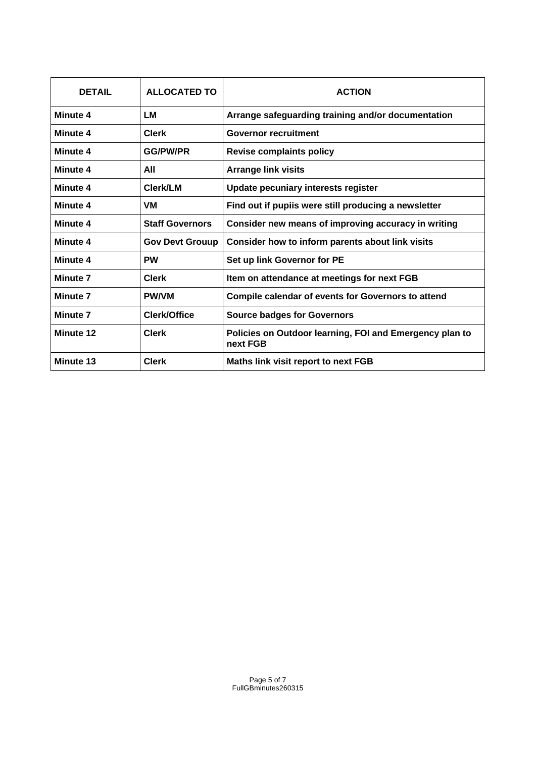| DETAIL | ALLOCATED TO | ACTION |
|---|---|---|
| **Minute 4** | **LM** | **Arrange safeguarding training and/or documentation** |
| **Minute 4** | **Clerk** | **Governor recruitment** |
| **Minute 4** | **GG/PW/PR** | **Revise complaints policy** |
| **Minute 4** | **All** | **Arrange link visits** |
| **Minute 4** | **Clerk/LM** | **Update pecuniary interests register** |
| **Minute 4** | **VM** | **Find out if pupiis were still producing a newsletter** |
| **Minute 4** | **Staff Governors** | **Consider new means of improving accuracy in writing** |
| **Minute 4** | **Gov Devt Grouup** | **Consider how to inform parents about link visits** |
| **Minute 4** | **PW** | **Set up link Governor for PE** |
| **Minute 7** | **Clerk** | **Item on attendance at meetings for next FGB** |
| **Minute 7** | **PW/VM** | **Compile calendar of events for Governors to attend** |
| **Minute 7** | **Clerk/Office** | **Source badges for Governors** |
| **Minute 12** | **Clerk** | **Policies on Outdoor learning, FOI and Emergency plan to next FGB** |
| **Minute 13** | **Clerk** | **Maths link visit report to next FGB** |